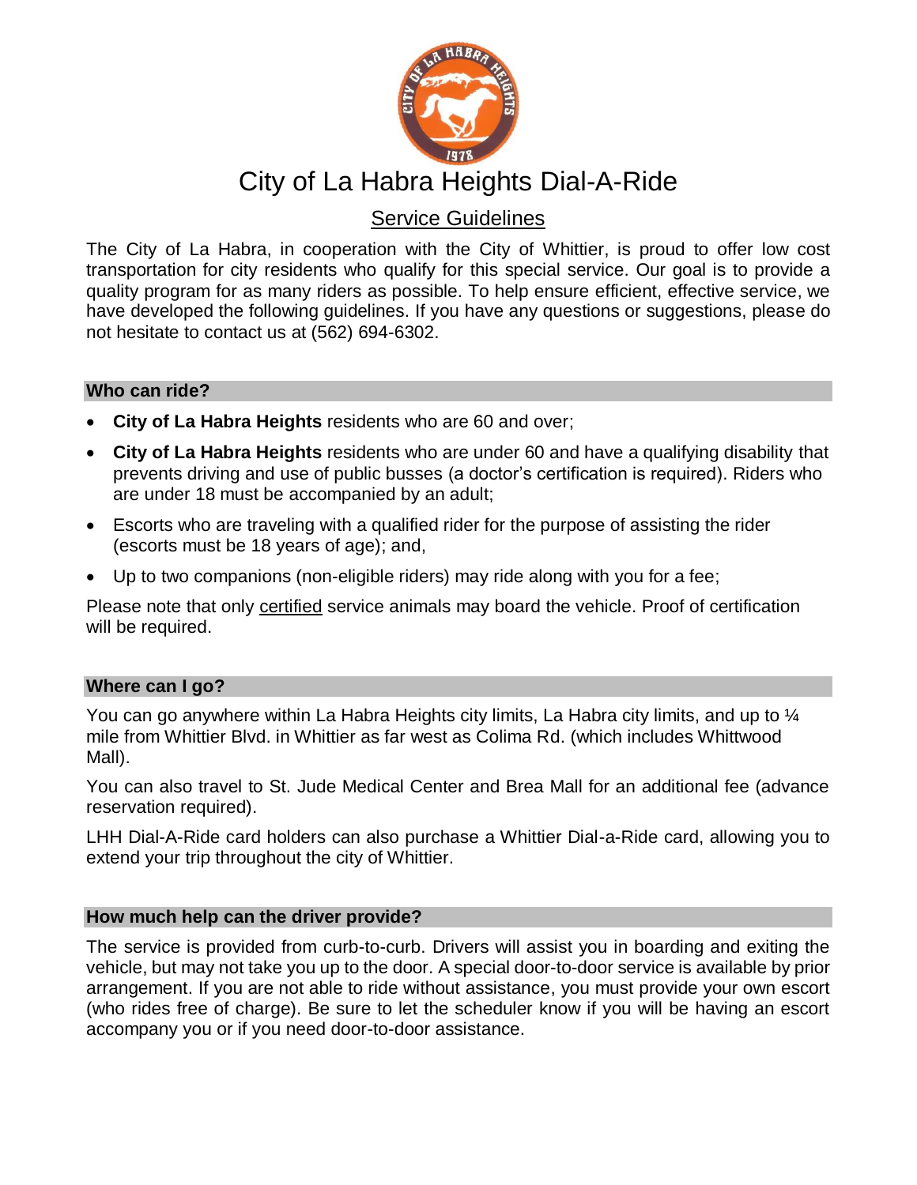# City of La Habra Heights Dial-A-Ride

## Service Guidelines

The City of La Habra, in cooperation with the City of Whittier, is proud to offer low cost transportation for city residents who qualify for this special service. Our goal is to provide a quality program for as many riders as possible. To help ensure efficient, effective service, we have developed the following guidelines. If you have any questions or suggestions, please do not hesitate to contact us at (562) 694-6302.

### Who can ride?

- **City of La Habra Heights** residents who are 60 and over;
- **City of La Habra Heights** residents who are under 60 and have a qualifying disability that prevents driving and use of public busses (a doctor's certification is required). Riders who are under 18 must be accompanied by an adult;
- Escorts who are traveling with a qualified rider for the purpose of assisting the rider (escorts must be 18 years of age); and,
- Up to two companions (non-eligible riders) may ride along with you for a fee;

Please note that only certified service animals may board the vehicle. Proof of certification will be required.

### Where can I go?

You can go anywhere within La Habra Heights city limits, La Habra city limits, and up to ¼ mile from Whittier Blvd. in Whittier as far west as Colima Rd. (which includes Whittwood Mall).

You can also travel to St. Jude Medical Center and Brea Mall for an additional fee (advance reservation required).

LHH Dial-A-Ride card holders can also purchase a Whittier Dial-a-Ride card, allowing you to extend your trip throughout the city of Whittier.

### How much help can the driver provide?

The service is provided from curb-to-curb. Drivers will assist you in boarding and exiting the vehicle, but may not take you up to the door. A special door-to-door service is available by prior arrangement. If you are not able to ride without assistance, you must provide your own escort (who rides free of charge). Be sure to let the scheduler know if you will be having an escort accompany you or if you need door-to-door assistance.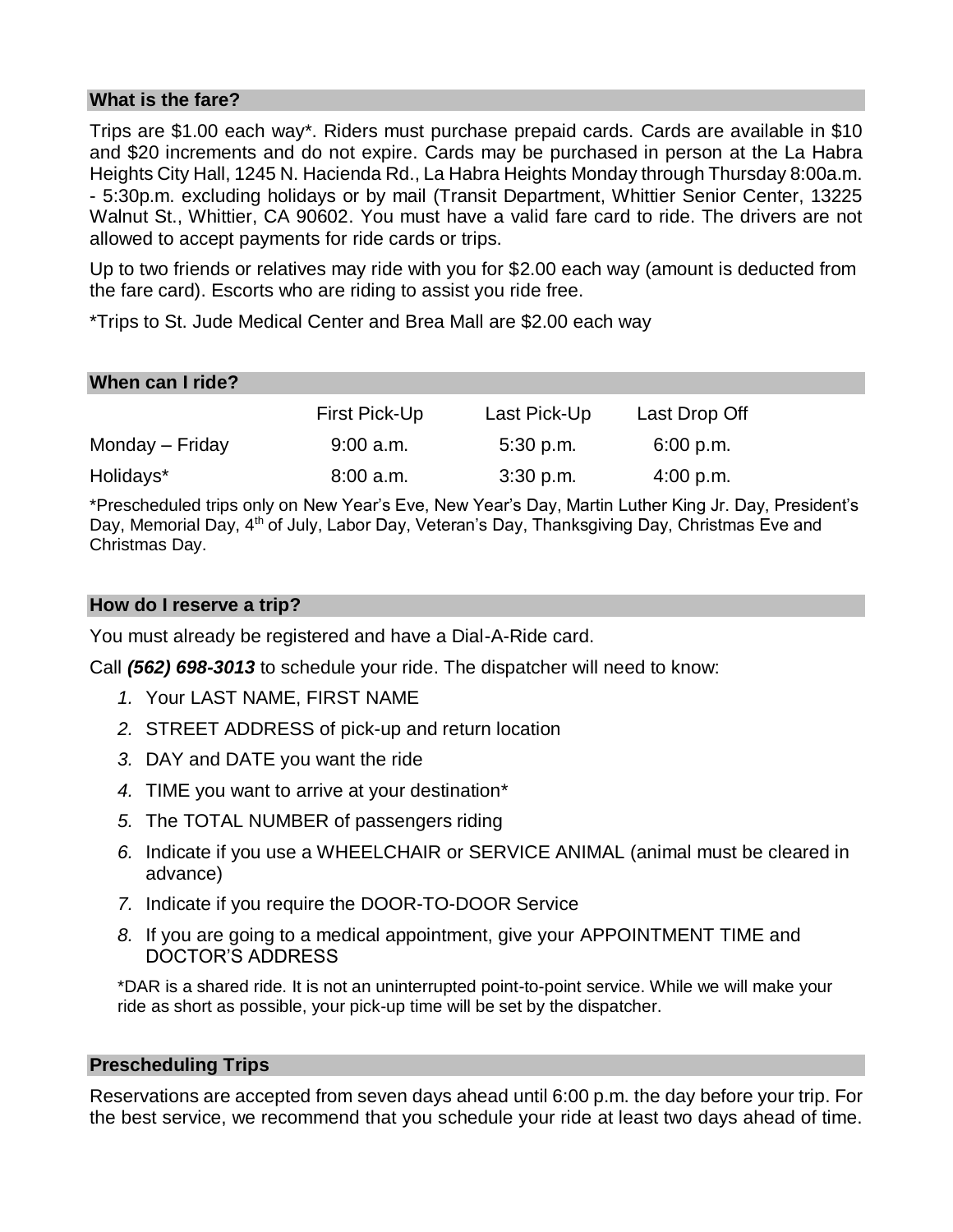## What is the fare?

Trips are $1.00 each way*. Riders must purchase prepaid cards. Cards are available in $10 and $20 increments and do not expire. Cards may be purchased in person at the La Habra Heights City Hall, 1245 N. Hacienda Rd., La Habra Heights Monday through Thursday 8:00a.m. - 5:30p.m. excluding holidays or by mail (Transit Department, Whittier Senior Center, 13225 Walnut St., Whittier, CA 90602. You must have a valid fare card to ride. The drivers are not allowed to accept payments for ride cards or trips.

Up to two friends or relatives may ride with you for $2.00 each way (amount is deducted from the fare card). Escorts who are riding to assist you ride free.

*Trips to St. Jude Medical Center and Brea Mall are $2.00 each way

## When can I ride?

| | First Pick-Up | Last Pick-Up | Last Drop Off |
|---|---|---|---|
| Monday – Friday | 9:00 a.m. | 5:30 p.m. | 6:00 p.m. |
| Holidays* | 8:00 a.m. | 3:30 p.m. | 4:00 p.m. |

*Prescheduled trips only on New Year's Eve, New Year's Day, Martin Luther King Jr. Day, President's Day, Memorial Day, 4th of July, Labor Day, Veteran's Day, Thanksgiving Day, Christmas Eve and Christmas Day.

## How do I reserve a trip?

You must already be registered and have a Dial-A-Ride card.

Call ***(562) 698-3013*** to schedule your ride. The dispatcher will need to know:

1. Your LAST NAME, FIRST NAME
2. STREET ADDRESS of pick-up and return location
3. DAY and DATE you want the ride
4. TIME you want to arrive at your destination*
5. The TOTAL NUMBER of passengers riding
6. Indicate if you use a WHEELCHAIR or SERVICE ANIMAL (animal must be cleared in advance)
7. Indicate if you require the DOOR-TO-DOOR Service
8. If you are going to a medical appointment, give your APPOINTMENT TIME and DOCTOR'S ADDRESS

*DAR is a shared ride. It is not an uninterrupted point-to-point service. While we will make your ride as short as possible, your pick-up time will be set by the dispatcher.

## Prescheduling Trips

Reservations are accepted from seven days ahead until 6:00 p.m. the day before your trip. For the best service, we recommend that you schedule your ride at least two days ahead of time.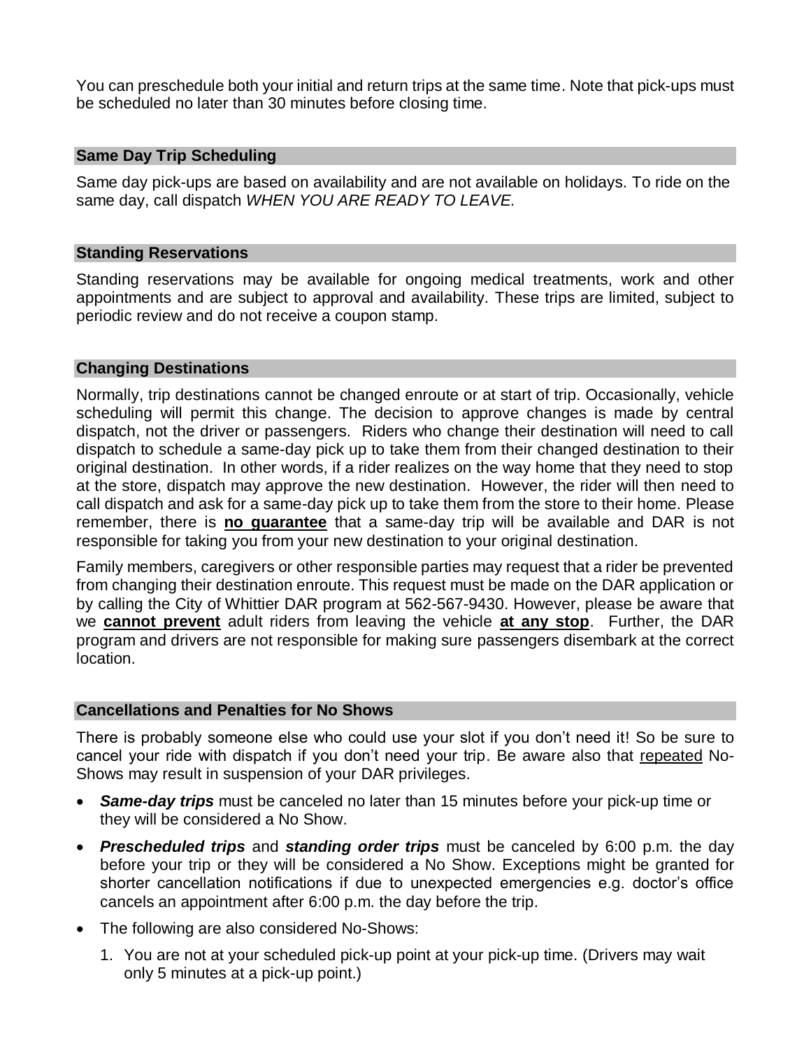You can preschedule both your initial and return trips at the same time. Note that pick-ups must be scheduled no later than 30 minutes before closing time.

## Same Day Trip Scheduling

Same day pick-ups are based on availability and are not available on holidays. To ride on the same day, call dispatch *WHEN YOU ARE READY TO LEAVE.*

## Standing Reservations

Standing reservations may be available for ongoing medical treatments, work and other appointments and are subject to approval and availability. These trips are limited, subject to periodic review and do not receive a coupon stamp.

## Changing Destinations

Normally, trip destinations cannot be changed enroute or at start of trip. Occasionally, vehicle scheduling will permit this change. The decision to approve changes is made by central dispatch, not the driver or passengers. Riders who change their destination will need to call dispatch to schedule a same-day pick up to take them from their changed destination to their original destination. In other words, if a rider realizes on the way home that they need to stop at the store, dispatch may approve the new destination. However, the rider will then need to call dispatch and ask for a same-day pick up to take them from the store to their home. Please remember, there is <u>**no guarantee**</u> that a same-day trip will be available and DAR is not responsible for taking you from your new destination to your original destination.

Family members, caregivers or other responsible parties may request that a rider be prevented from changing their destination enroute. This request must be made on the DAR application or by calling the City of Whittier DAR program at 562-567-9430. However, please be aware that we <u>**cannot prevent**</u> adult riders from leaving the vehicle <u>**at any stop**</u>. Further, the DAR program and drivers are not responsible for making sure passengers disembark at the correct location.

## Cancellations and Penalties for No Shows

There is probably someone else who could use your slot if you don't need it! So be sure to cancel your ride with dispatch if you don't need your trip. Be aware also that <u>repeated</u> No-Shows may result in suspension of your DAR privileges.

- ***Same-day trips*** must be canceled no later than 15 minutes before your pick-up time or they will be considered a No Show.
- ***Prescheduled trips*** and ***standing order trips*** must be canceled by 6:00 p.m. the day before your trip or they will be considered a No Show. Exceptions might be granted for shorter cancellation notifications if due to unexpected emergencies e.g. doctor's office cancels an appointment after 6:00 p.m. the day before the trip.
- The following are also considered No-Shows:
  1. You are not at your scheduled pick-up point at your pick-up time. (Drivers may wait only 5 minutes at a pick-up point.)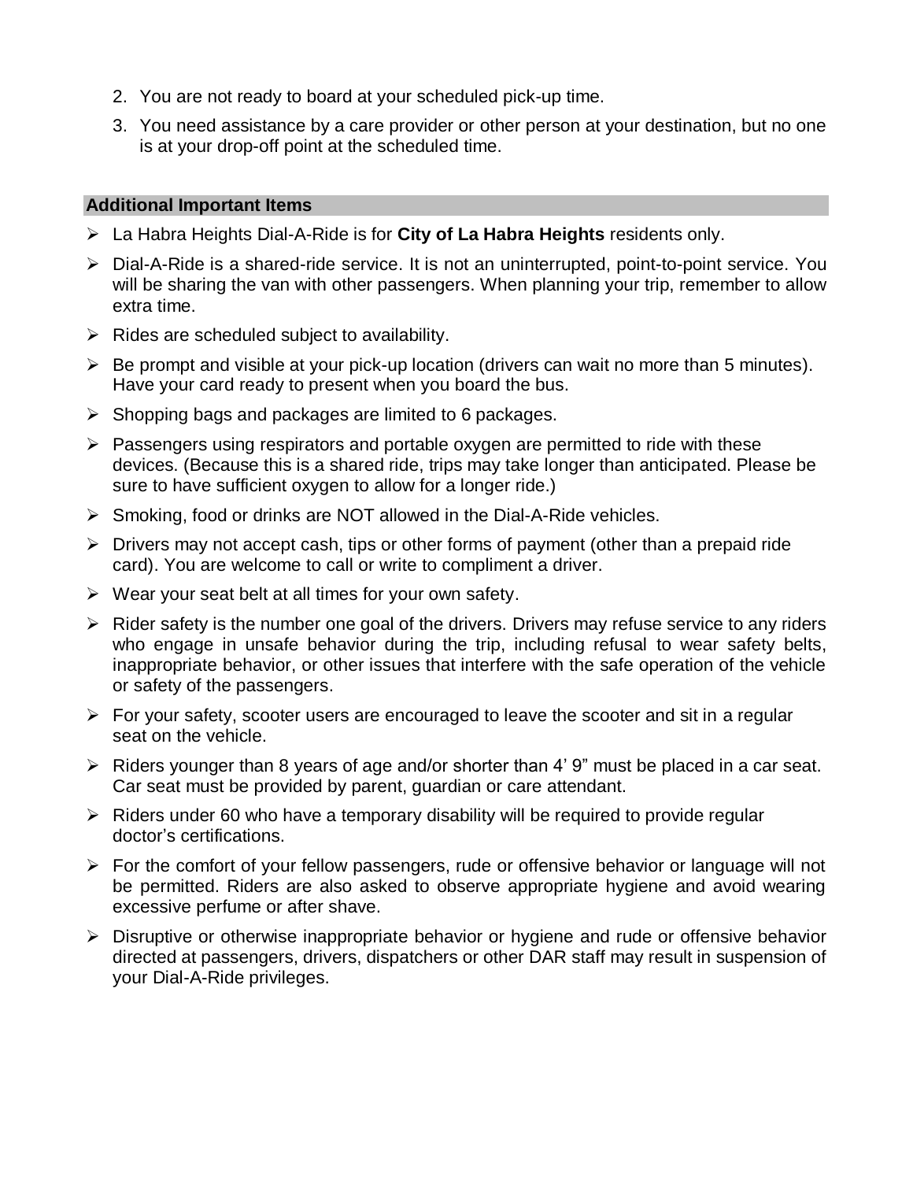2. You are not ready to board at your scheduled pick-up time.
3. You need assistance by a care provider or other person at your destination, but no one is at your drop-off point at the scheduled time.

## Additional Important Items

- La Habra Heights Dial-A-Ride is for **City of La Habra Heights** residents only.
- Dial-A-Ride is a shared-ride service. It is not an uninterrupted, point-to-point service. You will be sharing the van with other passengers. When planning your trip, remember to allow extra time.
- Rides are scheduled subject to availability.
- Be prompt and visible at your pick-up location (drivers can wait no more than 5 minutes). Have your card ready to present when you board the bus.
- Shopping bags and packages are limited to 6 packages.
- Passengers using respirators and portable oxygen are permitted to ride with these devices. (Because this is a shared ride, trips may take longer than anticipated. Please be sure to have sufficient oxygen to allow for a longer ride.)
- Smoking, food or drinks are NOT allowed in the Dial-A-Ride vehicles.
- Drivers may not accept cash, tips or other forms of payment (other than a prepaid ride card). You are welcome to call or write to compliment a driver.
- Wear your seat belt at all times for your own safety.
- Rider safety is the number one goal of the drivers. Drivers may refuse service to any riders who engage in unsafe behavior during the trip, including refusal to wear safety belts, inappropriate behavior, or other issues that interfere with the safe operation of the vehicle or safety of the passengers.
- For your safety, scooter users are encouraged to leave the scooter and sit in a regular seat on the vehicle.
- Riders younger than 8 years of age and/or shorter than 4' 9" must be placed in a car seat. Car seat must be provided by parent, guardian or care attendant.
- Riders under 60 who have a temporary disability will be required to provide regular doctor's certifications.
- For the comfort of your fellow passengers, rude or offensive behavior or language will not be permitted. Riders are also asked to observe appropriate hygiene and avoid wearing excessive perfume or after shave.
- Disruptive or otherwise inappropriate behavior or hygiene and rude or offensive behavior directed at passengers, drivers, dispatchers or other DAR staff may result in suspension of your Dial-A-Ride privileges.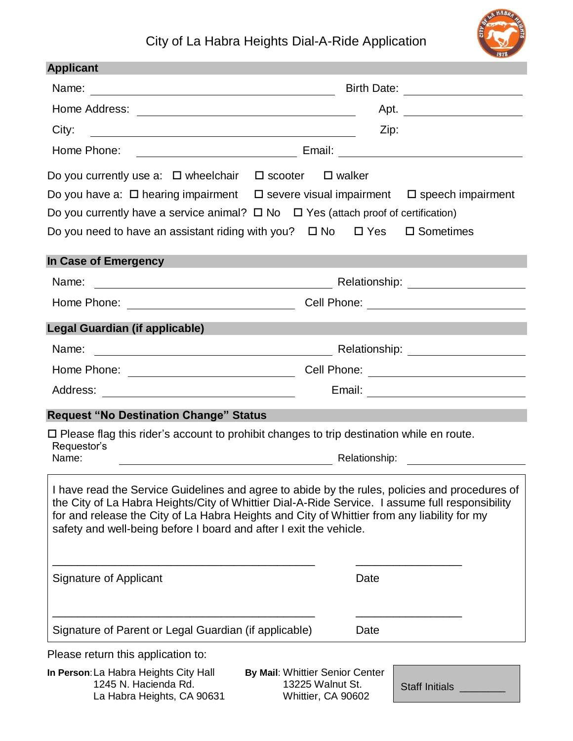# City of La Habra Heights Dial-A-Ride Application

## Applicant

Name: ______________________________ Birth Date: ______________

Home Address: ______________________________ Apt. ______________

City: ______________________________ Zip:

Home Phone: ____________________ Email: ______________________

Do you currently use a: ☐ wheelchair ☐ scooter ☐ walker

Do you have a: ☐ hearing impairment ☐ severe visual impairment ☐ speech impairment

Do you currently have a service animal? ☐ No ☐ Yes (attach proof of certification)

Do you need to have an assistant riding with you? ☐ No ☐ Yes ☐ Sometimes

## In Case of Emergency

Name: ______________________________ Relationship: ______________

Home Phone: ____________________ Cell Phone: ____________________

## Legal Guardian (if applicable)

Name: ______________________________ Relationship: ______________

Home Phone: ____________________ Cell Phone: ____________________

Address: ____________________ Email: ____________________

## Request "No Destination Change" Status

☐ Please flag this rider's account to prohibit changes to trip destination while en route.

Requestor's Name: ______________________________ Relationship: ______________

I have read the Service Guidelines and agree to abide by the rules, policies and procedures of the City of La Habra Heights/City of Whittier Dial-A-Ride Service. I assume full responsibility for and release the City of La Habra Heights and City of Whittier from any liability for my safety and well-being before I board and after I exit the vehicle.

_________________________________________ _________________

Signature of Applicant Date

_________________________________________ _________________

Signature of Parent or Legal Guardian (if applicable) Date

Please return this application to:

**In Person**: La Habra Heights City Hall
1245 N. Hacienda Rd.
La Habra Heights, CA 90631

**By Mail**: Whittier Senior Center
13225 Walnut St.
Whittier, CA 90602

Staff Initials ________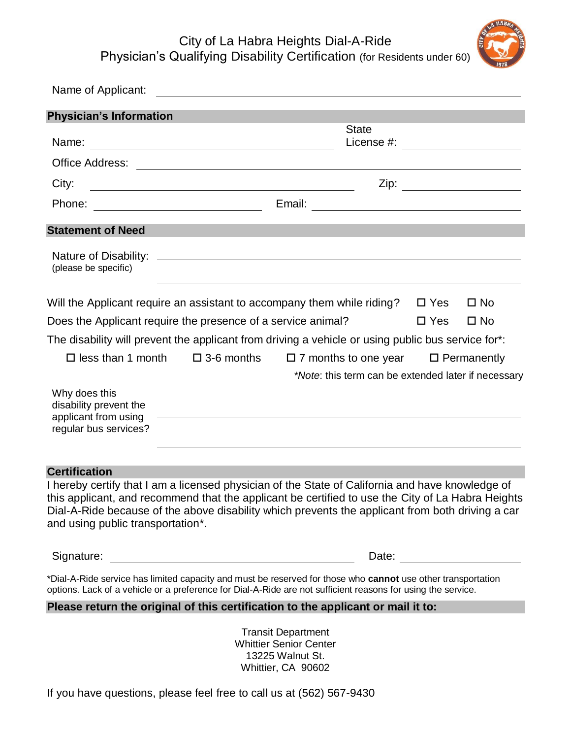# City of La Habra Heights Dial-A-Ride
## Physician's Qualifying Disability Certification (for Residents under 60)

Name of Applicant: ______________________________

**Physician's Information**

Name: ______________________________ State License #: ______________

Office Address: ______________________________

City: ______________________________ Zip: ______________

Phone: ______________________ Email: ______________________

**Statement of Need**

Nature of Disability: ______________________________
(please be specific)

______________________________

Will the Applicant require an assistant to accompany them while riding? ☐ Yes ☐ No

Does the Applicant require the presence of a service animal? ☐ Yes ☐ No

The disability will prevent the applicant from driving a vehicle or using public bus service for*:

☐ less than 1 month ☐ 3-6 months ☐ 7 months to one year ☐ Permanently

*\*Note*: this term can be extended later if necessary

Why does this disability prevent the applicant from using regular bus services? ______________________________

______________________________

**Certification**

I hereby certify that I am a licensed physician of the State of California and have knowledge of this applicant, and recommend that the applicant be certified to use the City of La Habra Heights Dial-A-Ride because of the above disability which prevents the applicant from both driving a car and using public transportation*.

Signature: ______________________________ Date: ______________

*Dial-A-Ride service has limited capacity and must be reserved for those who **cannot** use other transportation options. Lack of a vehicle or a preference for Dial-A-Ride are not sufficient reasons for using the service.

**Please return the original of this certification to the applicant or mail it to:**

Transit Department
Whittier Senior Center
13225 Walnut St.
Whittier, CA 90602

If you have questions, please feel free to call us at (562) 567-9430